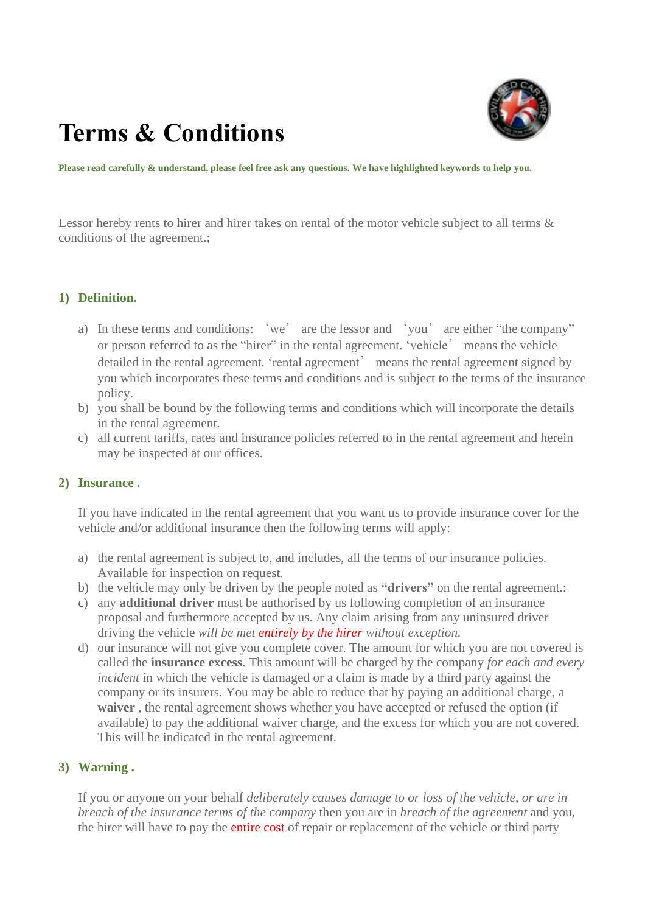# Terms & Conditions

**Please read carefully & understand, please feel free ask any questions. We have highlighted keywords to help you.**

Lessor hereby rents to hirer and hirer takes on rental of the motor vehicle subject to all terms & conditions of the agreement.;

## 1) Definition.

a) In these terms and conditions: 'we' are the lessor and 'you' are either "the company" or person referred to as the "hirer" in the rental agreement. 'vehicle' means the vehicle detailed in the rental agreement. 'rental agreement' means the rental agreement signed by you which incorporates these terms and conditions and is subject to the terms of the insurance policy.

b) you shall be bound by the following terms and conditions which will incorporate the details in the rental agreement.

c) all current tariffs, rates and insurance policies referred to in the rental agreement and herein may be inspected at our offices.

## 2) Insurance .

If you have indicated in the rental agreement that you want us to provide insurance cover for the vehicle and/or additional insurance then the following terms will apply:

a) the rental agreement is subject to, and includes, all the terms of our insurance policies. Available for inspection on request.

b) the vehicle may only be driven by the people noted as **"drivers"** on the rental agreement.:

c) any **additional driver** must be authorised by us following completion of an insurance proposal and furthermore accepted by us. Any claim arising from any uninsured driver driving the vehicle *will be met entirely by the hirer without exception.*

d) our insurance will not give you complete cover. The amount for which you are not covered is called the **insurance excess**. This amount will be charged by the company *for each and every incident* in which the vehicle is damaged or a claim is made by a third party against the company or its insurers. You may be able to reduce that by paying an additional charge, a **waiver** , the rental agreement shows whether you have accepted or refused the option (if available) to pay the additional waiver charge, and the excess for which you are not covered. This will be indicated in the rental agreement.

## 3) Warning .

If you or anyone on your behalf *deliberately causes damage to or loss of the vehicle, or are in breach of the insurance terms of the company* then you are in *breach of the agreement* and you, the hirer will have to pay the entire cost of repair or replacement of the vehicle or third party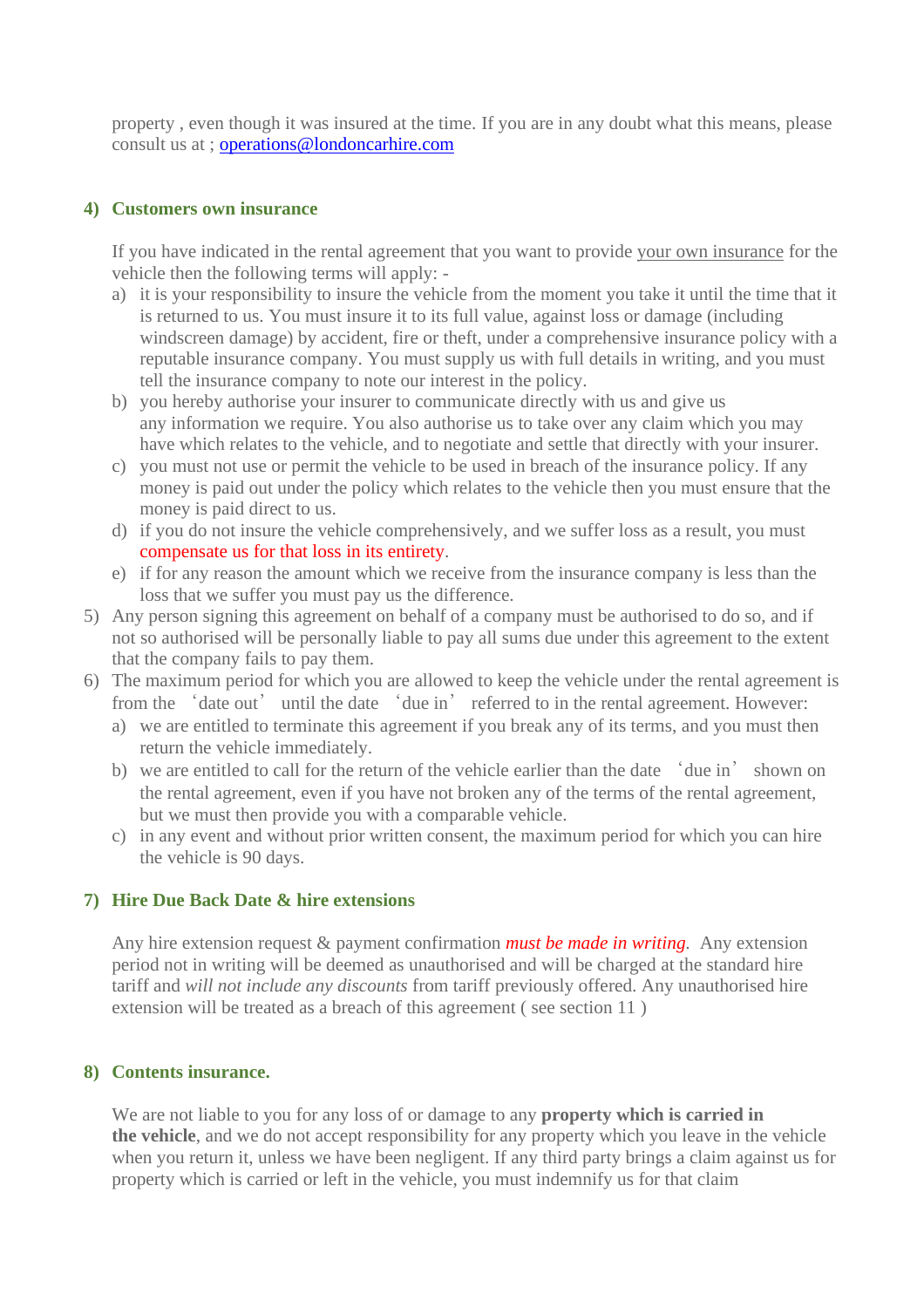property , even though it was insured at the time. If you are in any doubt what this means, please consult us at ; operations@londoncarhire.com

4) **Customers own insurance**

   If you have indicated in the rental agreement that you want to provide your own insurance for the vehicle then the following terms will apply: -

   a) it is your responsibility to insure the vehicle from the moment you take it until the time that it is returned to us. You must insure it to its full value, against loss or damage (including windscreen damage) by accident, fire or theft, under a comprehensive insurance policy with a reputable insurance company. You must supply us with full details in writing, and you must tell the insurance company to note our interest in the policy.
   b) you hereby authorise your insurer to communicate directly with us and give us any information we require. You also authorise us to take over any claim which you may have which relates to the vehicle, and to negotiate and settle that directly with your insurer.
   c) you must not use or permit the vehicle to be used in breach of the insurance policy. If any money is paid out under the policy which relates to the vehicle then you must ensure that the money is paid direct to us.
   d) if you do not insure the vehicle comprehensively, and we suffer loss as a result, you must compensate us for that loss in its entirety.
   e) if for any reason the amount which we receive from the insurance company is less than the loss that we suffer you must pay us the difference.

5) Any person signing this agreement on behalf of a company must be authorised to do so, and if not so authorised will be personally liable to pay all sums due under this agreement to the extent that the company fails to pay them.

6) The maximum period for which you are allowed to keep the vehicle under the rental agreement is from the 'date out' until the date 'due in' referred to in the rental agreement. However:

   a) we are entitled to terminate this agreement if you break any of its terms, and you must then return the vehicle immediately.
   b) we are entitled to call for the return of the vehicle earlier than the date 'due in' shown on the rental agreement, even if you have not broken any of the terms of the rental agreement, but we must then provide you with a comparable vehicle.
   c) in any event and without prior written consent, the maximum period for which you can hire the vehicle is 90 days.

7) **Hire Due Back Date & hire extensions**

   Any hire extension request & payment confirmation ***must be made in writing.*** Any extension period not in writing will be deemed as unauthorised and will be charged at the standard hire tariff and *will not include any discounts* from tariff previously offered. Any unauthorised hire extension will be treated as a breach of this agreement ( see section 11 )

8) **Contents insurance.**

   We are not liable to you for any loss of or damage to any **property which is carried in the vehicle**, and we do not accept responsibility for any property which you leave in the vehicle when you return it, unless we have been negligent. If any third party brings a claim against us for property which is carried or left in the vehicle, you must indemnify us for that claim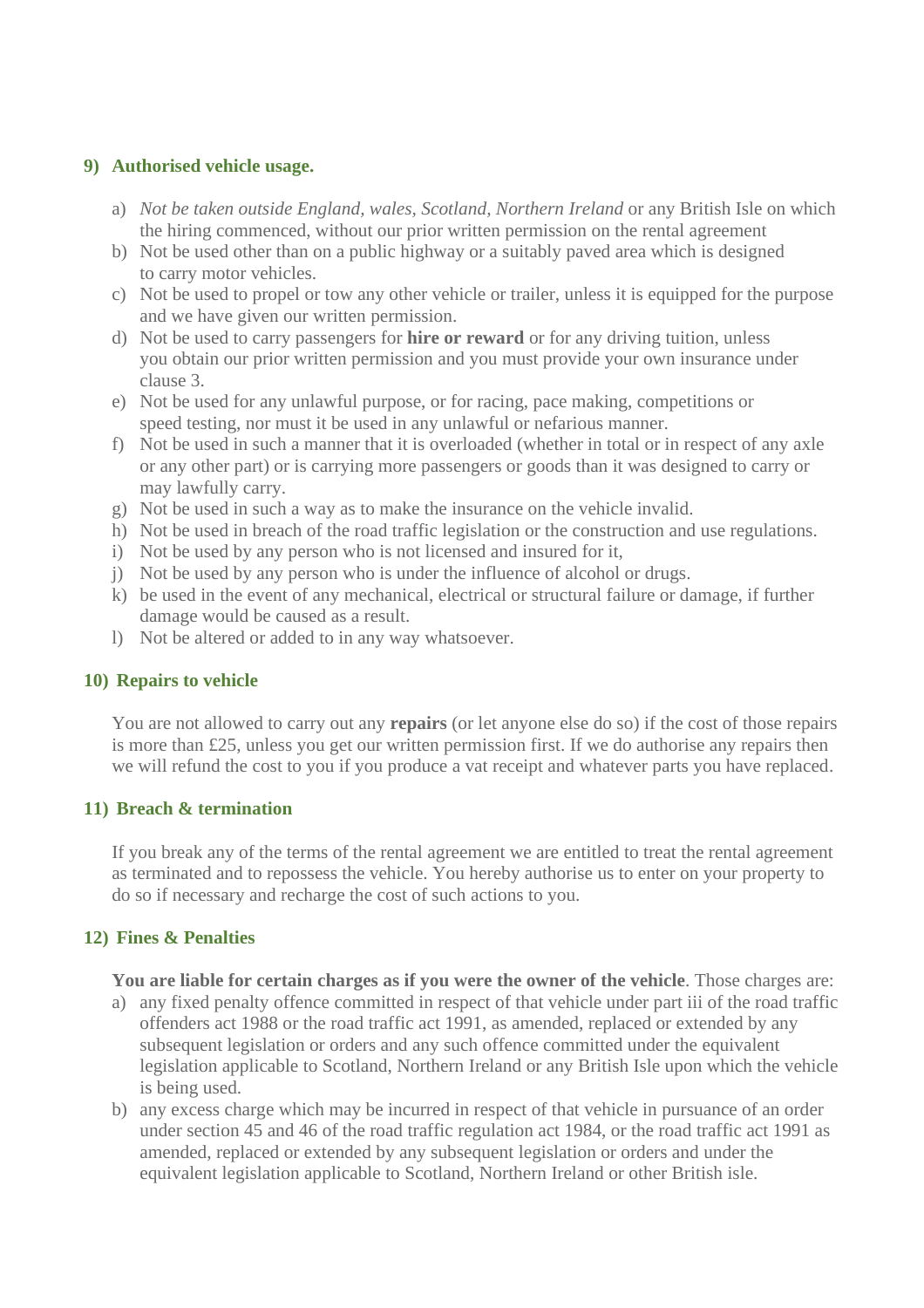## 9) Authorised vehicle usage.

a) *Not be taken outside England, wales, Scotland, Northern Ireland* or any British Isle on which the hiring commenced, without our prior written permission on the rental agreement
b) Not be used other than on a public highway or a suitably paved area which is designed to carry motor vehicles.
c) Not be used to propel or tow any other vehicle or trailer, unless it is equipped for the purpose and we have given our written permission.
d) Not be used to carry passengers for **hire or reward** or for any driving tuition, unless you obtain our prior written permission and you must provide your own insurance under clause 3.
e) Not be used for any unlawful purpose, or for racing, pace making, competitions or speed testing, nor must it be used in any unlawful or nefarious manner.
f) Not be used in such a manner that it is overloaded (whether in total or in respect of any axle or any other part) or is carrying more passengers or goods than it was designed to carry or may lawfully carry.
g) Not be used in such a way as to make the insurance on the vehicle invalid.
h) Not be used in breach of the road traffic legislation or the construction and use regulations.
i) Not be used by any person who is not licensed and insured for it,
j) Not be used by any person who is under the influence of alcohol or drugs.
k) be used in the event of any mechanical, electrical or structural failure or damage, if further damage would be caused as a result.
l) Not be altered or added to in any way whatsoever.

## 10) Repairs to vehicle

You are not allowed to carry out any **repairs** (or let anyone else do so) if the cost of those repairs is more than £25, unless you get our written permission first. If we do authorise any repairs then we will refund the cost to you if you produce a vat receipt and whatever parts you have replaced.

## 11) Breach & termination

If you break any of the terms of the rental agreement we are entitled to treat the rental agreement as terminated and to repossess the vehicle. You hereby authorise us to enter on your property to do so if necessary and recharge the cost of such actions to you.

## 12) Fines & Penalties

**You are liable for certain charges as if you were the owner of the vehicle**. Those charges are:

a) any fixed penalty offence committed in respect of that vehicle under part iii of the road traffic offenders act 1988 or the road traffic act 1991, as amended, replaced or extended by any subsequent legislation or orders and any such offence committed under the equivalent legislation applicable to Scotland, Northern Ireland or any British Isle upon which the vehicle is being used.
b) any excess charge which may be incurred in respect of that vehicle in pursuance of an order under section 45 and 46 of the road traffic regulation act 1984, or the road traffic act 1991 as amended, replaced or extended by any subsequent legislation or orders and under the equivalent legislation applicable to Scotland, Northern Ireland or other British isle.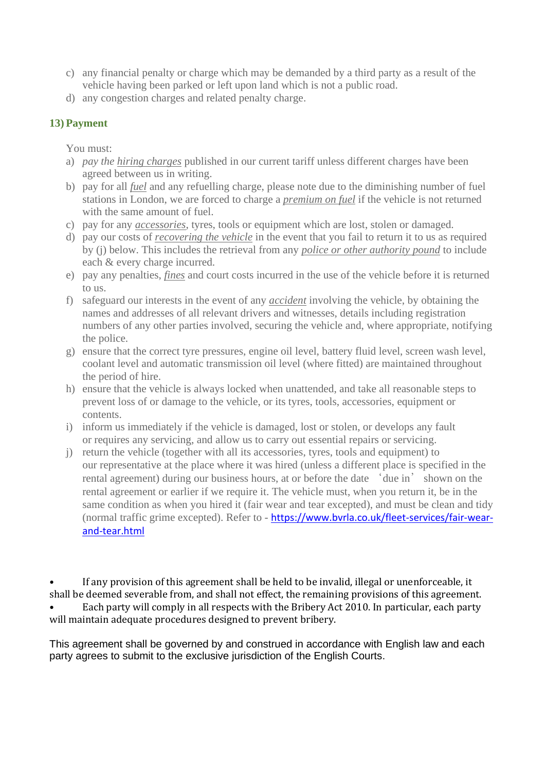c) any financial penalty or charge which may be demanded by a third party as a result of the vehicle having been parked or left upon land which is not a public road.
d) any congestion charges and related penalty charge.

### 13) Payment

You must:

a) *pay the hiring charges* published in our current tariff unless different charges have been agreed between us in writing.
b) pay for all *fuel* and any refuelling charge, please note due to the diminishing number of fuel stations in London, we are forced to charge a *premium on fuel* if the vehicle is not returned with the same amount of fuel.
c) pay for any *accessories*, tyres, tools or equipment which are lost, stolen or damaged.
d) pay our costs of *recovering the vehicle* in the event that you fail to return it to us as required by (j) below. This includes the retrieval from any *police or other authority pound* to include each & every charge incurred.
e) pay any penalties, *fines* and court costs incurred in the use of the vehicle before it is returned to us.
f) safeguard our interests in the event of any *accident* involving the vehicle, by obtaining the names and addresses of all relevant drivers and witnesses, details including registration numbers of any other parties involved, securing the vehicle and, where appropriate, notifying the police.
g) ensure that the correct tyre pressures, engine oil level, battery fluid level, screen wash level, coolant level and automatic transmission oil level (where fitted) are maintained throughout the period of hire.
h) ensure that the vehicle is always locked when unattended, and take all reasonable steps to prevent loss of or damage to the vehicle, or its tyres, tools, accessories, equipment or contents.
i) inform us immediately if the vehicle is damaged, lost or stolen, or develops any fault or requires any servicing, and allow us to carry out essential repairs or servicing.
j) return the vehicle (together with all its accessories, tyres, tools and equipment) to our representative at the place where it was hired (unless a different place is specified in the rental agreement) during our business hours, at or before the date 'due in' shown on the rental agreement or earlier if we require it. The vehicle must, when you return it, be in the same condition as when you hired it (fair wear and tear excepted), and must be clean and tidy (normal traffic grime excepted). Refer to - https://www.bvrla.co.uk/fleet-services/fair-wear-and-tear.html

- If any provision of this agreement shall be held to be invalid, illegal or unenforceable, it shall be deemed severable from, and shall not effect, the remaining provisions of this agreement.
- Each party will comply in all respects with the Bribery Act 2010. In particular, each party will maintain adequate procedures designed to prevent bribery.

This agreement shall be governed by and construed in accordance with English law and each party agrees to submit to the exclusive jurisdiction of the English Courts.